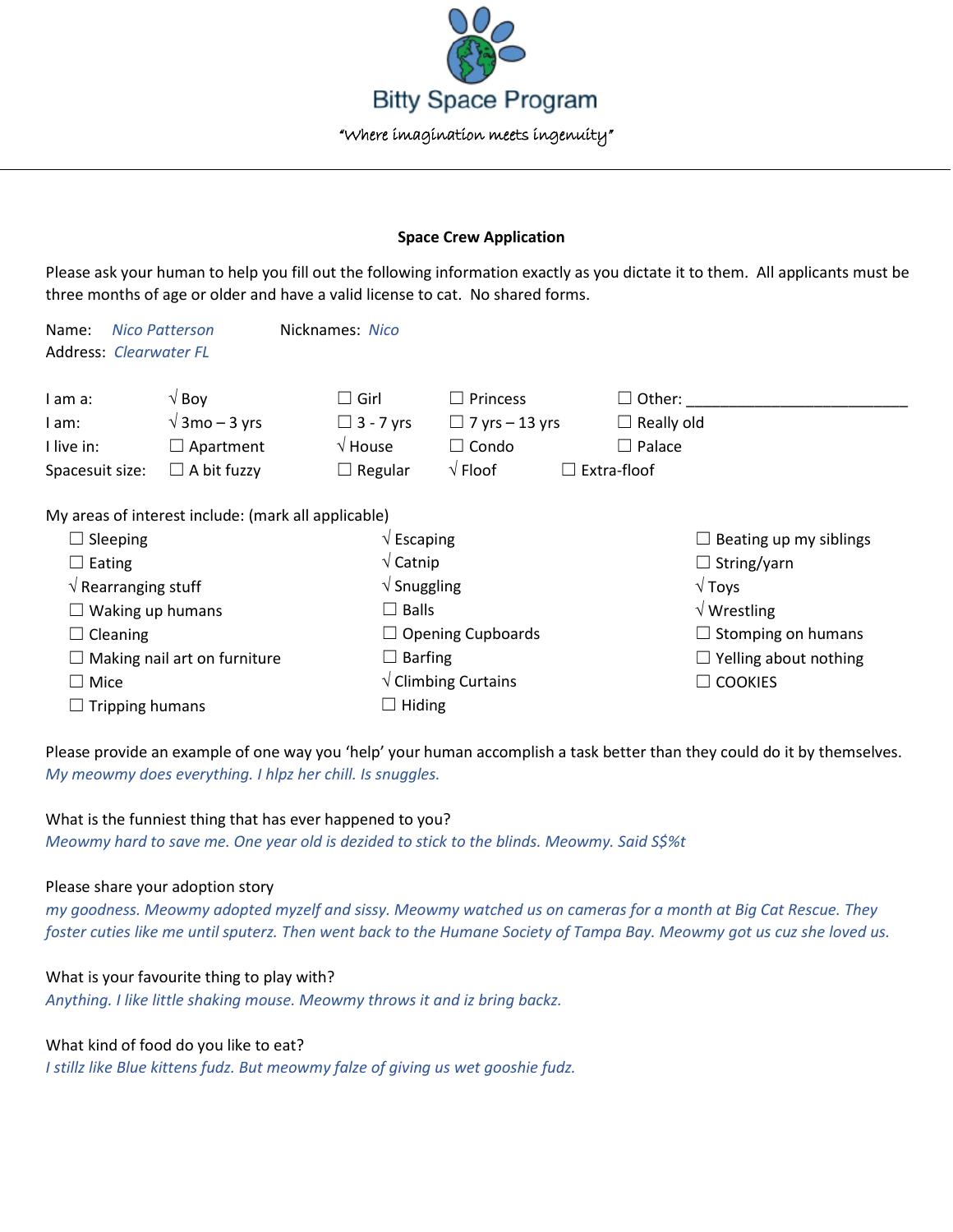# Bitty Space Program

*"Where imagination meets ingenuity"*

---

**Space Crew Application**

Please ask your human to help you fill out the following information exactly as you dictate it to them. All applicants must be three months of age or older and have a valid license to cat. No shared forms.

Name: *Nico Patterson* Nicknames: *Nico*
Address: *Clearwater FL*

| | | | | |
|---|---|---|---|---|
| I am a: | √ Boy | ☐ Girl | ☐ Princess | ☐ Other: ___________________________ |
| I am: | √ 3mo – 3 yrs | ☐ 3 - 7 yrs | ☐ 7 yrs – 13 yrs | ☐ Really old |
| I live in: | ☐ Apartment | √ House | ☐ Condo | ☐ Palace |
| Spacesuit size: | ☐ A bit fuzzy | ☐ Regular | √ Floof | ☐ Extra-floof |

My areas of interest include: (mark all applicable)

| | | |
|---|---|---|
| ☐ Sleeping | √ Escaping | ☐ Beating up my siblings |
| ☐ Eating | √ Catnip | ☐ String/yarn |
| √ Rearranging stuff | √ Snuggling | √ Toys |
| ☐ Waking up humans | ☐ Balls | √ Wrestling |
| ☐ Cleaning | ☐ Opening Cupboards | ☐ Stomping on humans |
| ☐ Making nail art on furniture | ☐ Barfing | ☐ Yelling about nothing |
| ☐ Mice | √ Climbing Curtains | ☐ COOKIES |
| ☐ Tripping humans | ☐ Hiding | |

Please provide an example of one way you 'help' your human accomplish a task better than they could do it by themselves.
*My meowmy does everything. I hlpz her chill. Is snuggles.*

What is the funniest thing that has ever happened to you?
*Meowmy hard to save me. One year old is dezided to stick to the blinds. Meowmy. Said S$%t*

Please share your adoption story
*my goodness. Meowmy adopted myzelf and sissy. Meowmy watched us on cameras for a month at Big Cat Rescue. They foster cuties like me until sputerz. Then went back to the Humane Society of Tampa Bay. Meowmy got us cuz she loved us.*

What is your favourite thing to play with?
*Anything. I like little shaking mouse. Meowmy throws it and iz bring backz.*

What kind of food do you like to eat?
*I stillz like Blue kittens fudz. But meowmy falze of giving us wet gooshie fudz.*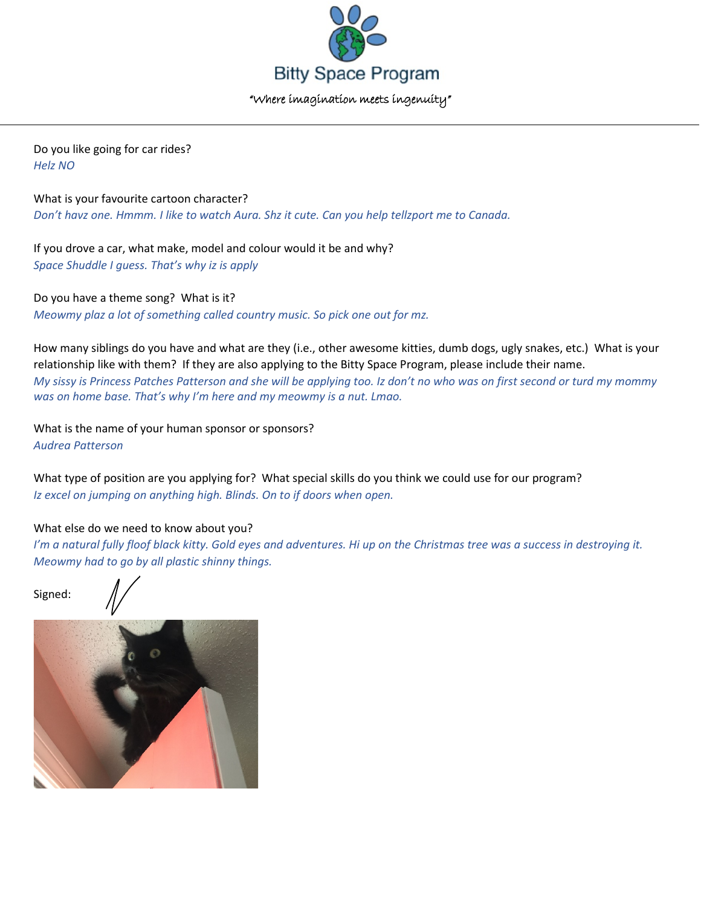Bitty Space Program

"Where imagination meets ingenuity"

Do you like going for car rides?
*Helz NO*

What is your favourite cartoon character?
*Don't havz one. Hmmm. I like to watch Aura. Shz it cute. Can you help tellzport me to Canada.*

If you drove a car, what make, model and colour would it be and why?
*Space Shuddle I guess. That's why iz is apply*

Do you have a theme song? What is it?
*Meowmy plaz a lot of something called country music. So pick one out for mz.*

How many siblings do you have and what are they (i.e., other awesome kitties, dumb dogs, ugly snakes, etc.) What is your relationship like with them? If they are also applying to the Bitty Space Program, please include their name.
*My sissy is Princess Patches Patterson and she will be applying too. Iz don't no who was on first second or turd my mommy was on home base. That's why I'm here and my meowmy is a nut. Lmao.*

What is the name of your human sponsor or sponsors?
*Audrea Patterson*

What type of position are you applying for? What special skills do you think we could use for our program?
*Iz excel on jumping on anything high. Blinds. On to if doors when open.*

What else do we need to know about you?
*I'm a natural fully floof black kitty. Gold eyes and adventures. Hi up on the Christmas tree was a success in destroying it. Meowmy had to go by all plastic shinny things.*

Signed: